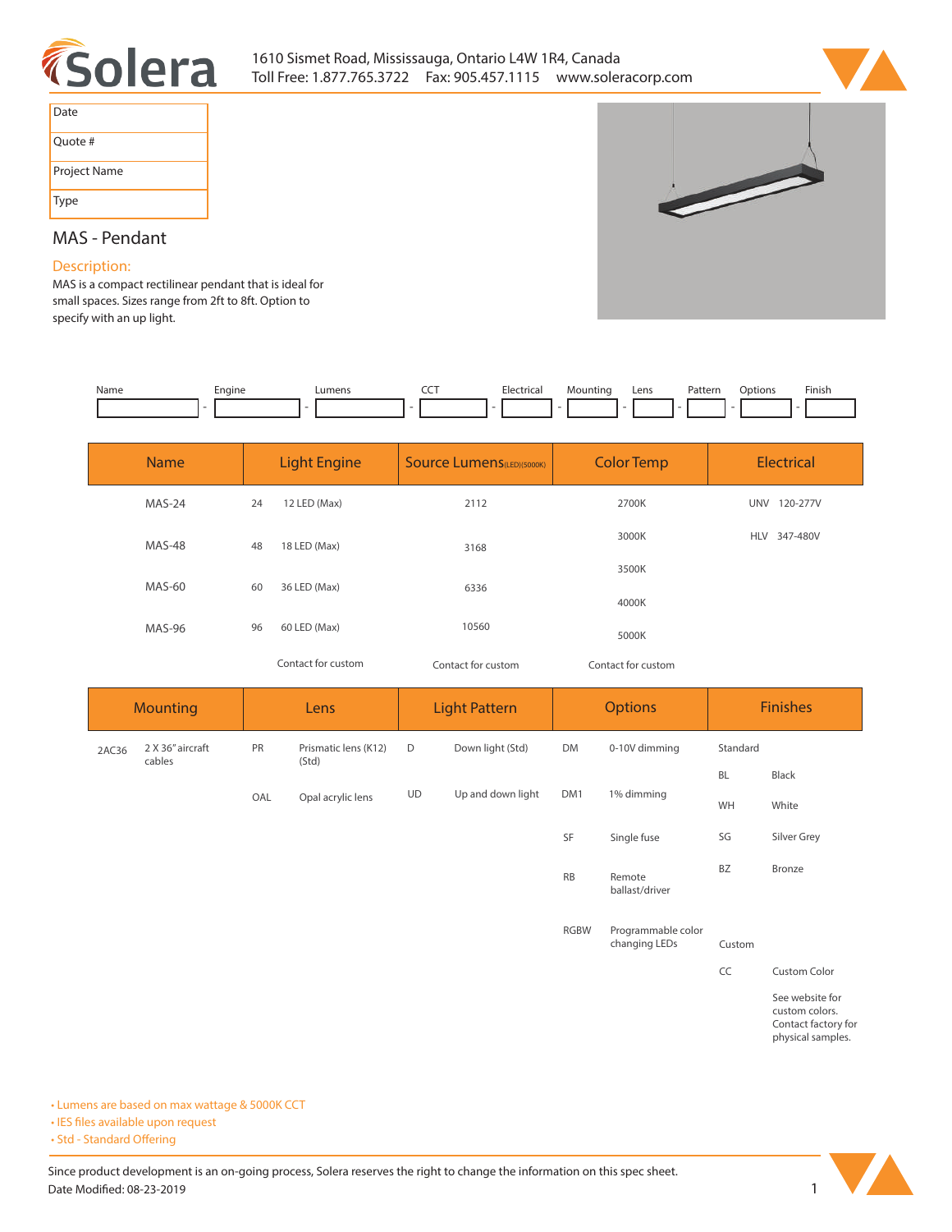Solera

1610 Sismet Road, Mississauga, Ontario L4W 1R4, Canada
Toll Free: 1.877.765.3722 Fax: 905.457.1115 www.soleracorp.com

| Date |
|---|
| Quote # |
| Project Name |
| Type |

## MAS - Pendant

### Description:

MAS is a compact rectilinear pendant that is ideal for small spaces. Sizes range from 2ft to 8ft. Option to specify with an up light.

| Name | Engine | Lumens | CCT | Electrical | Mounting | Lens | Pattern | Options | Finish |
|---|---|---|---|---|---|---|---|---|---|
| | | | | | | | | | |

| Name | Light Engine | | Source Lumens (LED)(5000K) | Color Temp | Electrical | |
|---|---|---|---|---|---|---|
| MAS-24 | 24 | 12 LED (Max) | 2112 | 2700K | UNV | 120-277V |
| MAS-48 | 48 | 18 LED (Max) | 3168 | 3000K | HLV | 347-480V |
| MAS-60 | 60 | 36 LED (Max) | 6336 | 3500K | | |
| MAS-96 | 96 | 60 LED (Max) | 10560 | 4000K | | |
| | | | | 5000K | | |
| | Contact for custom | | Contact for custom | Contact for custom | | |

| Mounting | | Lens | | Light Pattern | | Options | | Finishes | |
|---|---|---|---|---|---|---|---|---|---|
| 2AC36 | 2 X 36" aircraft cables | PR | Prismatic lens (K12) (Std) | D | Down light (Std) | DM | 0-10V dimming | Standard | |
| | | | | | | | | BL | Black |
| | | OAL | Opal acrylic lens | UD | Up and down light | DM1 | 1% dimming | WH | White |
| | | | | | | SF | Single fuse | SG | Silver Grey |
| | | | | | | RB | Remote ballast/driver | BZ | Bronze |
| | | | | | | RGBW | Programmable color changing LEDs | Custom | |
| | | | | | | | | CC | Custom Color |
| | | | | | | | | | See website for custom colors. Contact factory for physical samples. |

- Lumens are based on max wattage & 5000K CCT
- IES files available upon request
- Std - Standard Offering

Since product development is an on-going process, Solera reserves the right to change the information on this spec sheet.
Date Modified: 08-23-2019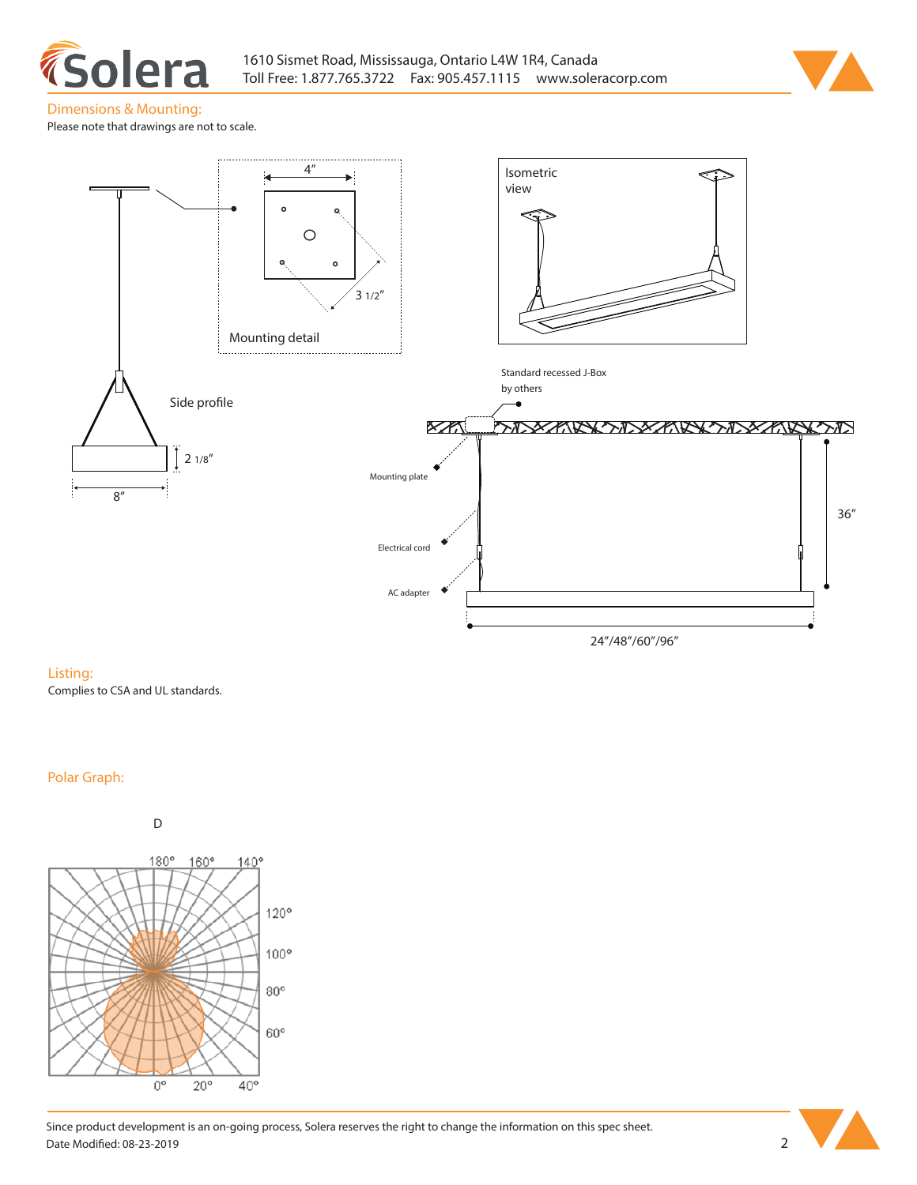## Dimensions & Mounting:

Please note that drawings are not to scale.

4″

3 1/2″

Mounting detail

Isometric view

Side profile

2 1/8″

8″

Standard recessed J-Box by others

Mounting plate

Electrical cord

AC adapter

36″

24″/48″/60″/96″

## Listing:

Complies to CSA and UL standards.

## Polar Graph:

D

180° 160° 140°

120°

100°

80°

60°

0° 20° 40°

Since product development is an on-going process, Solera reserves the right to change the information on this spec sheet.

Date Modified: 08-23-2019